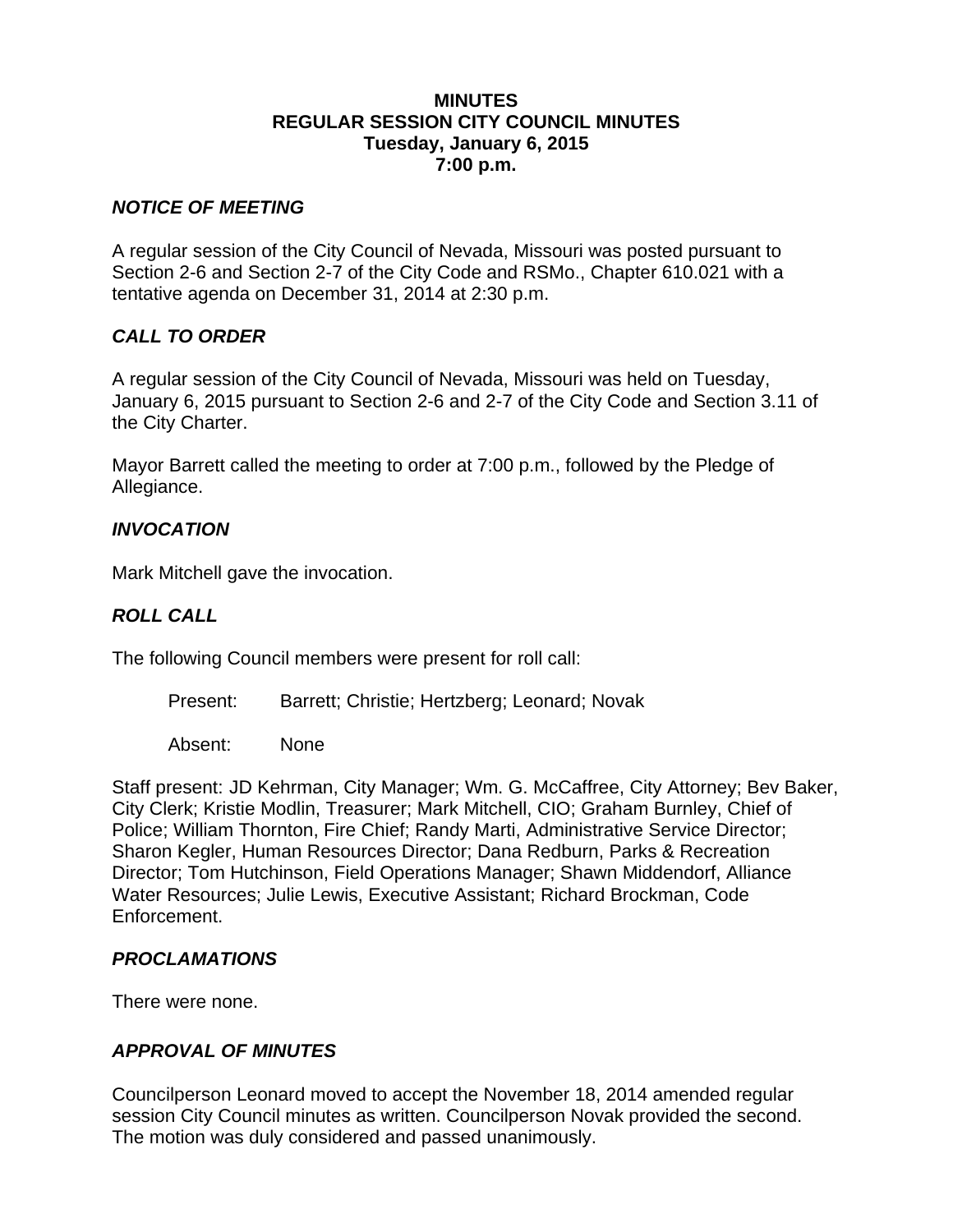**MINUTES**
**REGULAR SESSION CITY COUNCIL MINUTES**
**Tuesday, January 6, 2015**
**7:00 p.m.**

### *NOTICE OF MEETING*

A regular session of the City Council of Nevada, Missouri was posted pursuant to Section 2-6 and Section 2-7 of the City Code and RSMo., Chapter 610.021 with a tentative agenda on December 31, 2014 at 2:30 p.m.

### *CALL TO ORDER*

A regular session of the City Council of Nevada, Missouri was held on Tuesday, January 6, 2015 pursuant to Section 2-6 and 2-7 of the City Code and Section 3.11 of the City Charter.

Mayor Barrett called the meeting to order at 7:00 p.m., followed by the Pledge of Allegiance.

### *INVOCATION*

Mark Mitchell gave the invocation.

### *ROLL CALL*

The following Council members were present for roll call:

Present: Barrett; Christie; Hertzberg; Leonard; Novak

Absent: None

Staff present: JD Kehrman, City Manager; Wm. G. McCaffree, City Attorney; Bev Baker, City Clerk; Kristie Modlin, Treasurer; Mark Mitchell, CIO; Graham Burnley, Chief of Police; William Thornton, Fire Chief; Randy Marti, Administrative Service Director; Sharon Kegler, Human Resources Director; Dana Redburn, Parks & Recreation Director; Tom Hutchinson, Field Operations Manager; Shawn Middendorf, Alliance Water Resources; Julie Lewis, Executive Assistant; Richard Brockman, Code Enforcement.

### *PROCLAMATIONS*

There were none.

### *APPROVAL OF MINUTES*

Councilperson Leonard moved to accept the November 18, 2014 amended regular session City Council minutes as written. Councilperson Novak provided the second. The motion was duly considered and passed unanimously.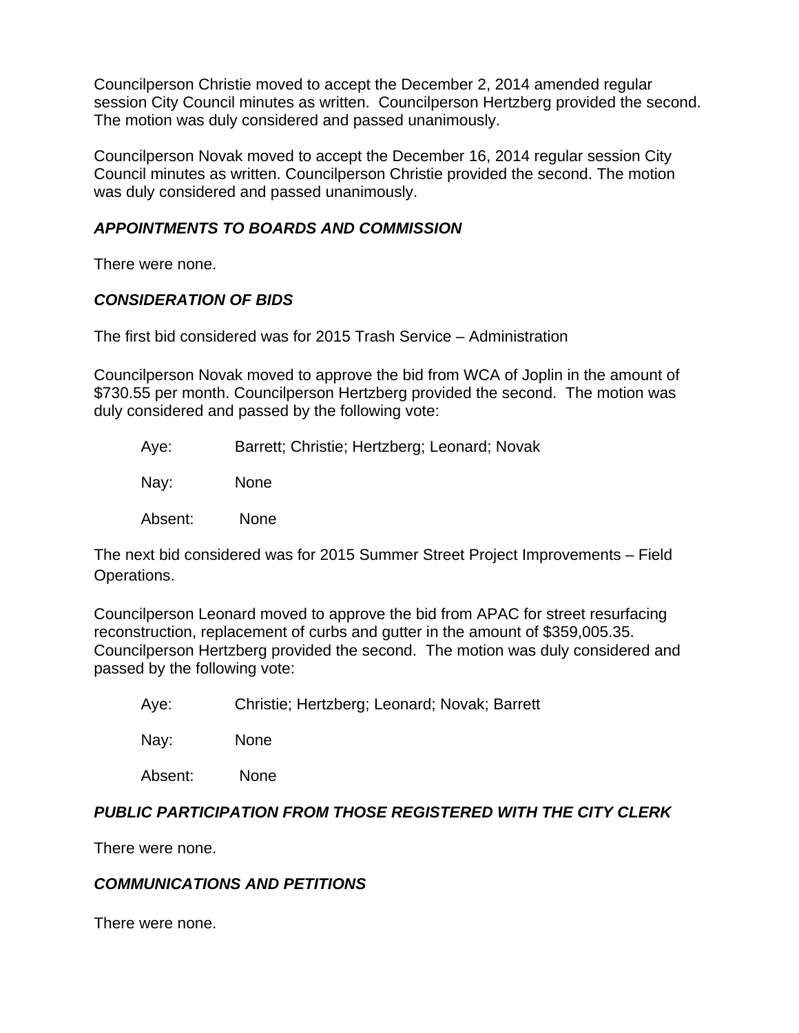Councilperson Christie moved to accept the December 2, 2014 amended regular session City Council minutes as written. Councilperson Hertzberg provided the second. The motion was duly considered and passed unanimously.

Councilperson Novak moved to accept the December 16, 2014 regular session City Council minutes as written. Councilperson Christie provided the second. The motion was duly considered and passed unanimously.

### *APPOINTMENTS TO BOARDS AND COMMISSION*

There were none.

### *CONSIDERATION OF BIDS*

The first bid considered was for 2015 Trash Service – Administration

Councilperson Novak moved to approve the bid from WCA of Joplin in the amount of $730.55 per month. Councilperson Hertzberg provided the second. The motion was duly considered and passed by the following vote:

Aye: Barrett; Christie; Hertzberg; Leonard; Novak

Nay: None

Absent: None

The next bid considered was for 2015 Summer Street Project Improvements – Field Operations.

Councilperson Leonard moved to approve the bid from APAC for street resurfacing reconstruction, replacement of curbs and gutter in the amount of $359,005.35. Councilperson Hertzberg provided the second. The motion was duly considered and passed by the following vote:

Aye: Christie; Hertzberg; Leonard; Novak; Barrett

Nay: None

Absent: None

### *PUBLIC PARTICIPATION FROM THOSE REGISTERED WITH THE CITY CLERK*

There were none.

### *COMMUNICATIONS AND PETITIONS*

There were none.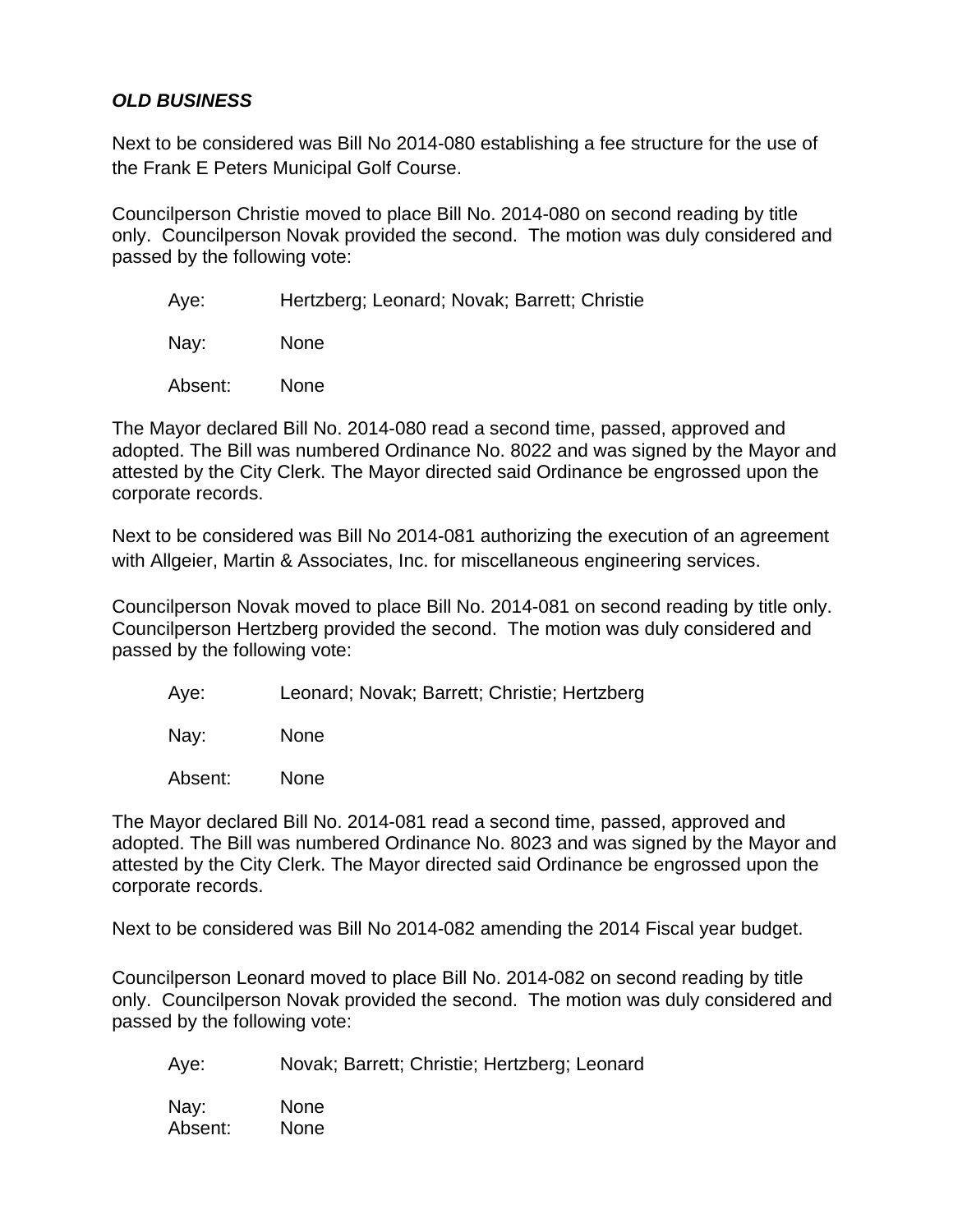***OLD BUSINESS***

Next to be considered was Bill No 2014-080 establishing a fee structure for the use of the Frank E Peters Municipal Golf Course.

Councilperson Christie moved to place Bill No. 2014-080 on second reading by title only. Councilperson Novak provided the second. The motion was duly considered and passed by the following vote:

Aye: Hertzberg; Leonard; Novak; Barrett; Christie

Nay: None

Absent: None

The Mayor declared Bill No. 2014-080 read a second time, passed, approved and adopted. The Bill was numbered Ordinance No. 8022 and was signed by the Mayor and attested by the City Clerk. The Mayor directed said Ordinance be engrossed upon the corporate records.

Next to be considered was Bill No 2014-081 authorizing the execution of an agreement with Allgeier, Martin & Associates, Inc. for miscellaneous engineering services.

Councilperson Novak moved to place Bill No. 2014-081 on second reading by title only. Councilperson Hertzberg provided the second. The motion was duly considered and passed by the following vote:

Aye: Leonard; Novak; Barrett; Christie; Hertzberg

Nay: None

Absent: None

The Mayor declared Bill No. 2014-081 read a second time, passed, approved and adopted. The Bill was numbered Ordinance No. 8023 and was signed by the Mayor and attested by the City Clerk. The Mayor directed said Ordinance be engrossed upon the corporate records.

Next to be considered was Bill No 2014-082 amending the 2014 Fiscal year budget.

Councilperson Leonard moved to place Bill No. 2014-082 on second reading by title only. Councilperson Novak provided the second. The motion was duly considered and passed by the following vote:

Aye: Novak; Barrett; Christie; Hertzberg; Leonard

Nay: None
Absent: None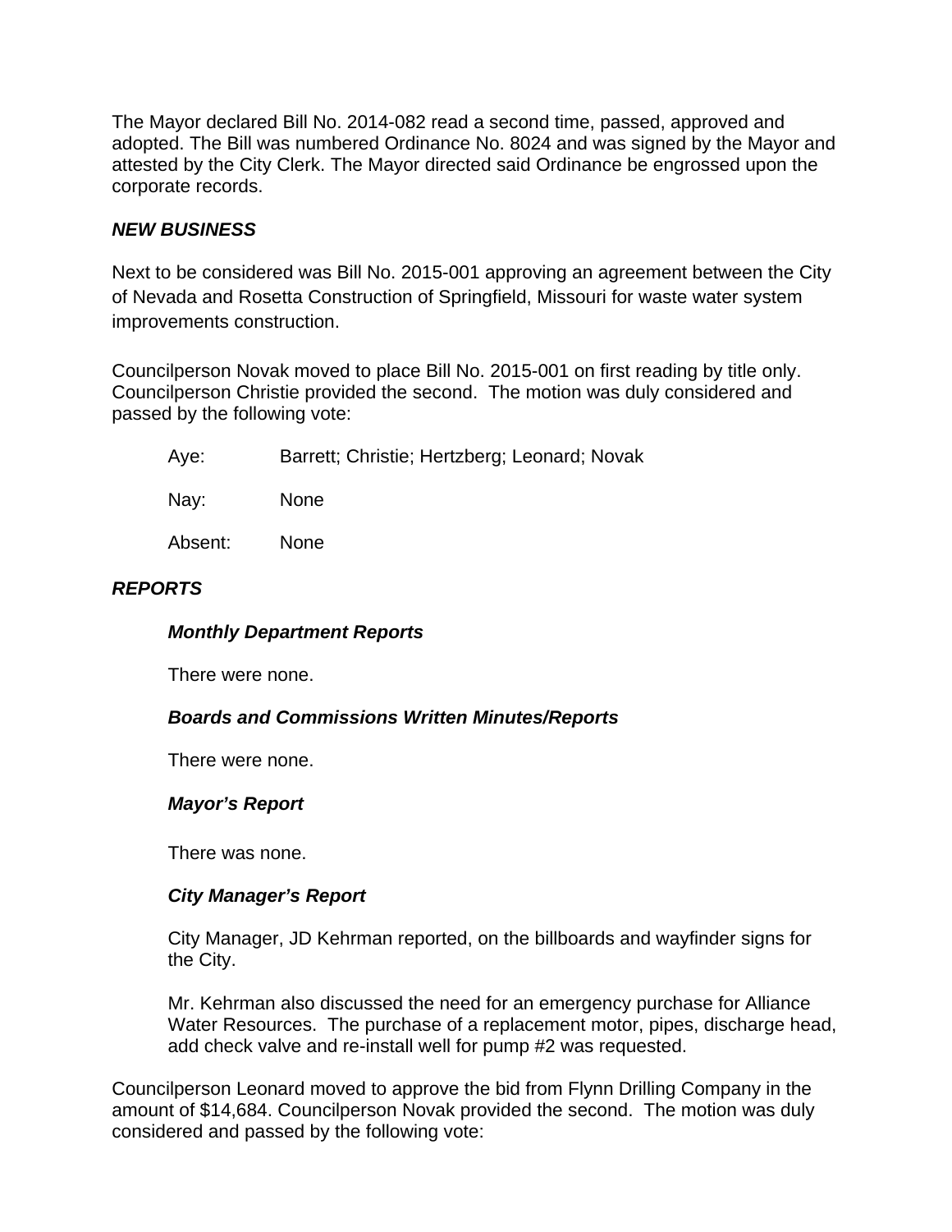The Mayor declared Bill No. 2014-082 read a second time, passed, approved and adopted. The Bill was numbered Ordinance No. 8024 and was signed by the Mayor and attested by the City Clerk. The Mayor directed said Ordinance be engrossed upon the corporate records.

***NEW BUSINESS***

Next to be considered was Bill No. 2015-001 approving an agreement between the City of Nevada and Rosetta Construction of Springfield, Missouri for waste water system improvements construction.

Councilperson Novak moved to place Bill No. 2015-001 on first reading by title only. Councilperson Christie provided the second. The motion was duly considered and passed by the following vote:

Aye: Barrett; Christie; Hertzberg; Leonard; Novak

Nay: None

Absent: None

***REPORTS***

***Monthly Department Reports***

There were none.

***Boards and Commissions Written Minutes/Reports***

There were none.

***Mayor's Report***

There was none.

***City Manager's Report***

City Manager, JD Kehrman reported, on the billboards and wayfinder signs for the City.

Mr. Kehrman also discussed the need for an emergency purchase for Alliance Water Resources. The purchase of a replacement motor, pipes, discharge head, add check valve and re-install well for pump #2 was requested.

Councilperson Leonard moved to approve the bid from Flynn Drilling Company in the amount of $14,684. Councilperson Novak provided the second. The motion was duly considered and passed by the following vote: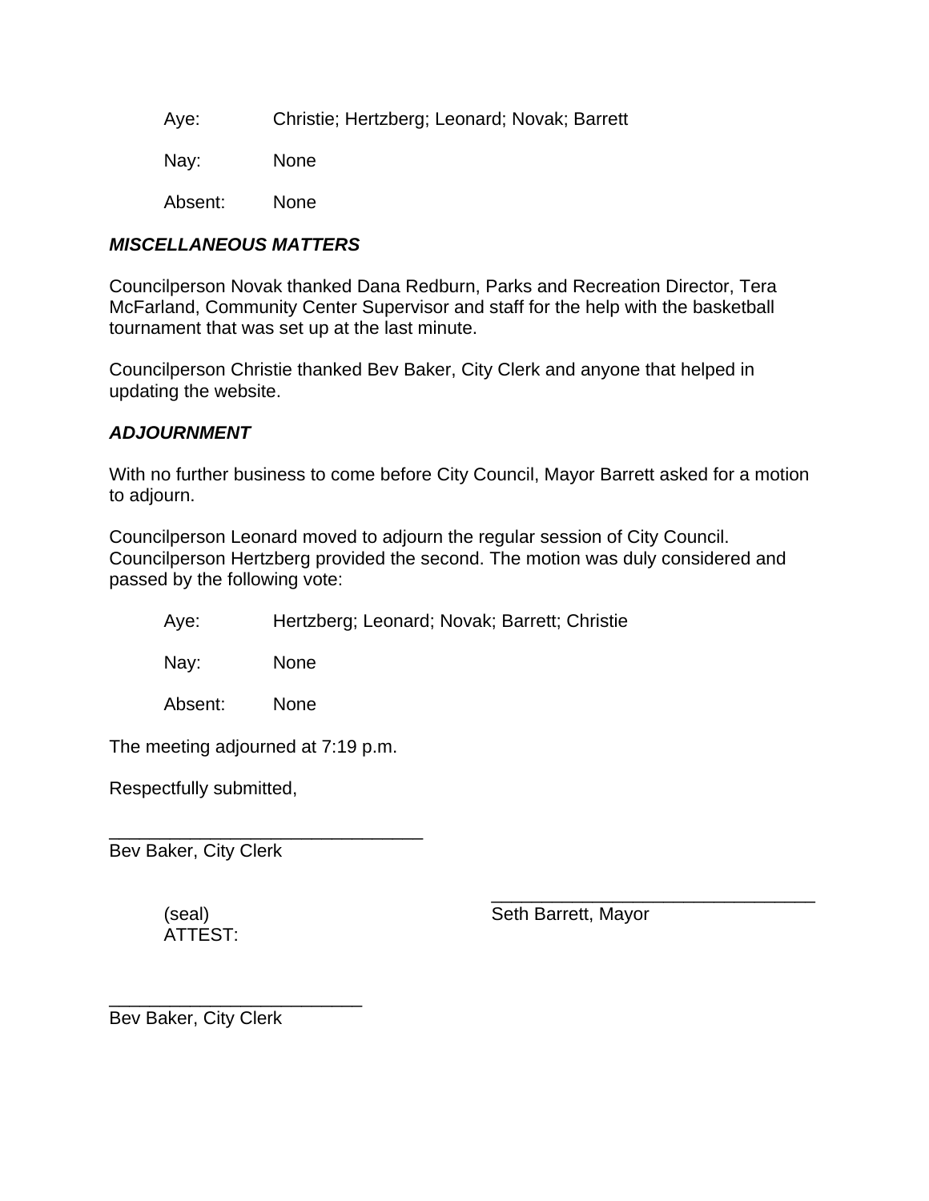Aye: Christie; Hertzberg; Leonard; Novak; Barrett

Nay: None

Absent: None

### ***MISCELLANEOUS MATTERS***

Councilperson Novak thanked Dana Redburn, Parks and Recreation Director, Tera McFarland, Community Center Supervisor and staff for the help with the basketball tournament that was set up at the last minute.

Councilperson Christie thanked Bev Baker, City Clerk and anyone that helped in updating the website.

### ***ADJOURNMENT***

With no further business to come before City Council, Mayor Barrett asked for a motion to adjourn.

Councilperson Leonard moved to adjourn the regular session of City Council. Councilperson Hertzberg provided the second. The motion was duly considered and passed by the following vote:

Aye: Hertzberg; Leonard; Novak; Barrett; Christie

Nay: None

Absent: None

The meeting adjourned at 7:19 p.m.

Respectfully submitted,

_______________________________
Bev Baker, City Clerk

_________________________________
Seth Barrett, Mayor

(seal)
ATTEST:

_________________________
Bev Baker, City Clerk